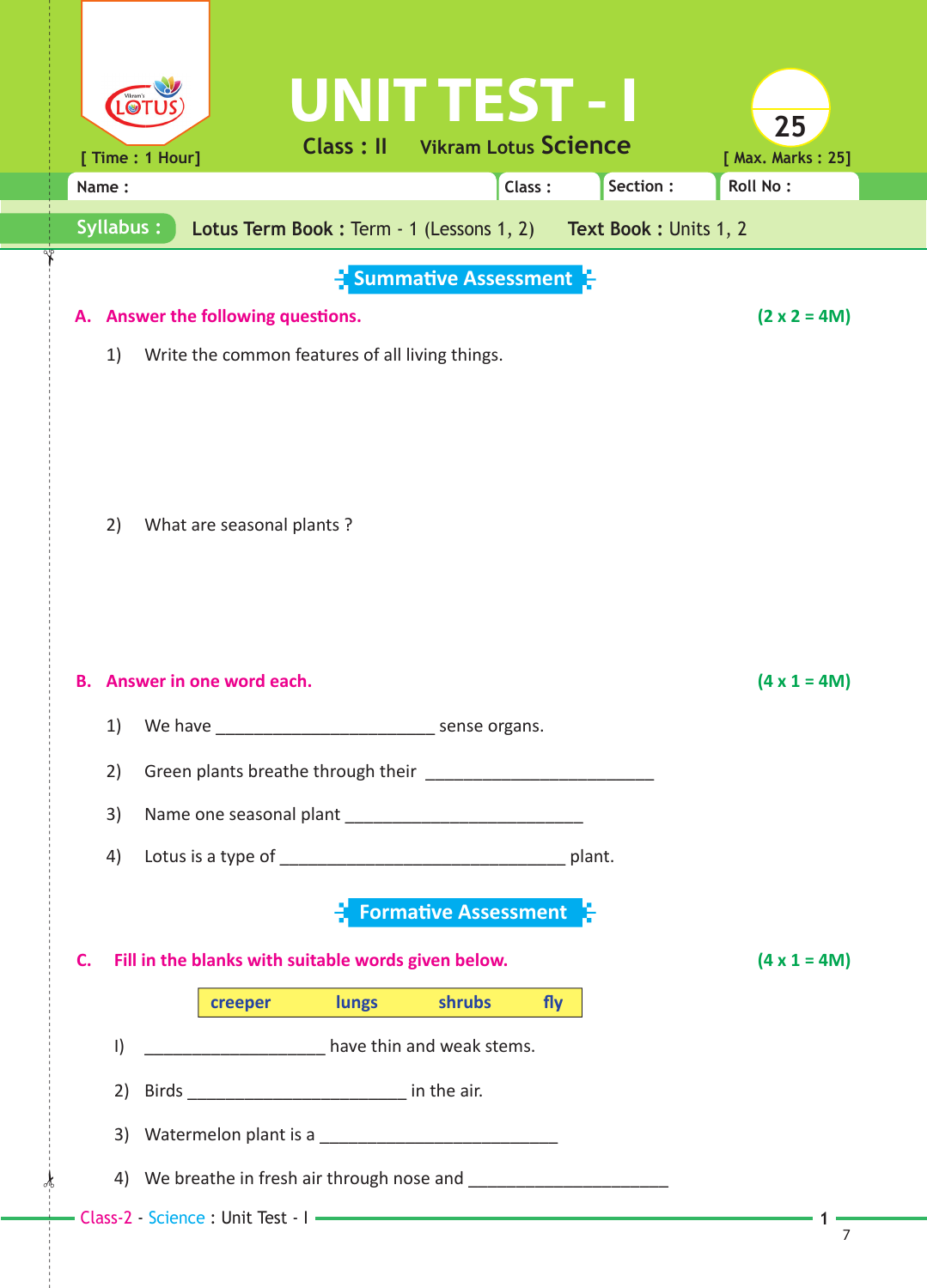# UNIT TEST - I

Class : II    Vikram Lotus Science

[ Time : 1 Hour]    [ Max. Marks : 25]

Name :    Class :    Section :    Roll No :

**Syllabus :** **Lotus Term Book :** Term - 1 (Lessons 1, 2)    **Text Book :** Units 1, 2

## Summative Assessment

**A. Answer the following questions.** **(2 x 2 = 4M)**

1) Write the common features of all living things.

2) What are seasonal plants ?

**B. Answer in one word each.** **(4 x 1 = 4M)**

1) We have ________________________ sense organs.

2) Green plants breathe through their ________________________

3) Name one seasonal plant ________________________

4) Lotus is a type of ______________________________ plant.

## Formative Assessment

**C. Fill in the blanks with suitable words given below.** **(4 x 1 = 4M)**

| creeper | lungs | shrubs | fly |
|---|---|---|---|

I) ____________________ have thin and weak stems.

2) Birds ________________________ in the air.

3) Watermelon plant is a ________________________

4) We breathe in fresh air through nose and ____________________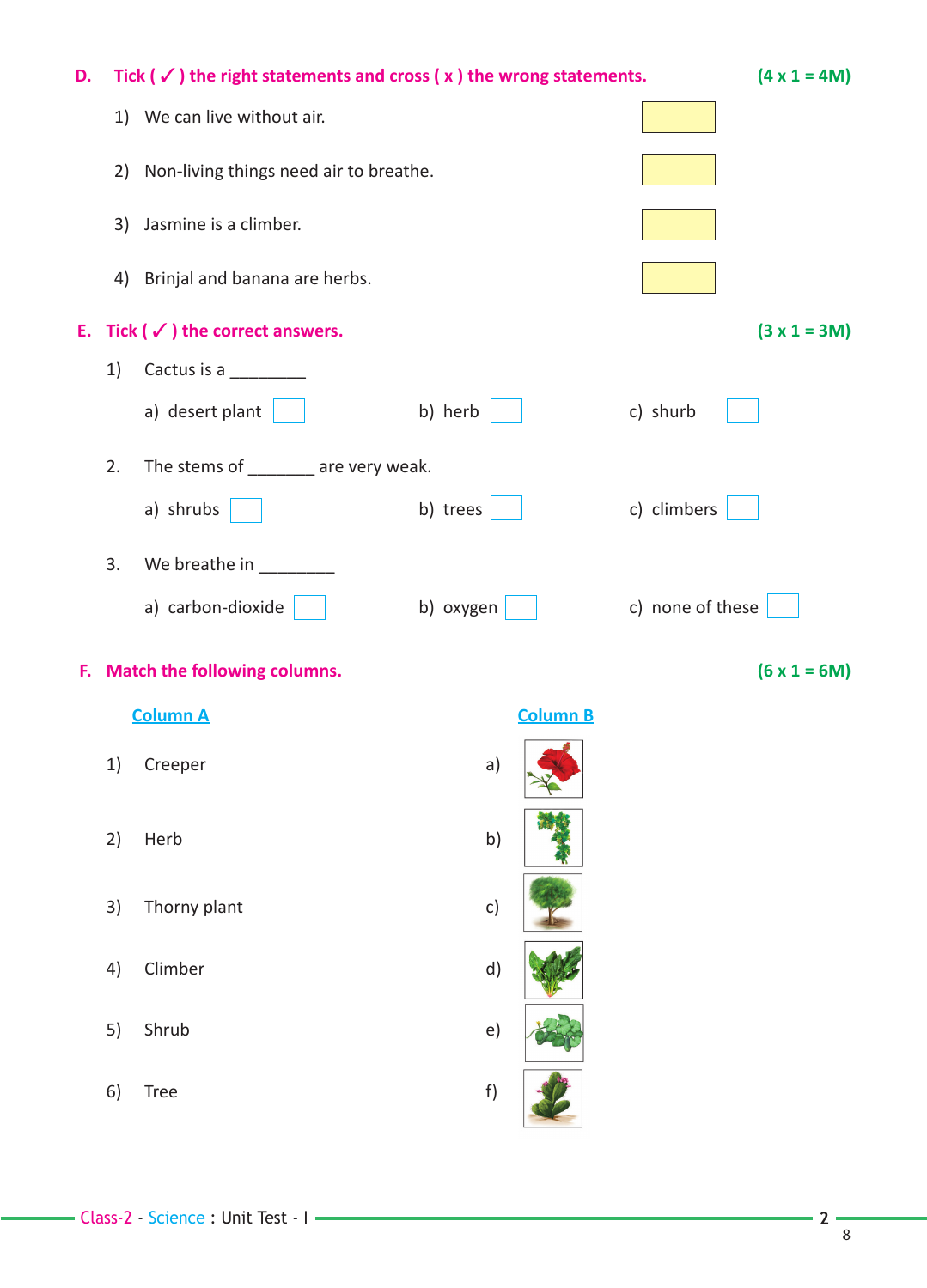**D. Tick ( ✓ ) the right statements and cross ( x ) the wrong statements.** **(4 x 1 = 4M)**

1) We can live without air.

2) Non-living things need air to breathe.

3) Jasmine is a climber.

4) Brinjal and banana are herbs.

**E. Tick ( ✓ ) the correct answers.** **(3 x 1 = 3M)**

1) Cactus is a ________

a) desert plant b) herb c) shurb

2. The stems of _______ are very weak.

a) shrubs b) trees c) climbers

3. We breathe in ________

a) carbon-dioxide b) oxygen c) none of these

**F. Match the following columns.** **(6 x 1 = 6M)**

| Column A | Column B |
|---|---|
| 1) Creeper | a) |
| 2) Herb | b) |
| 3) Thorny plant | c) |
| 4) Climber | d) |
| 5) Shrub | e) |
| 6) Tree | f) |